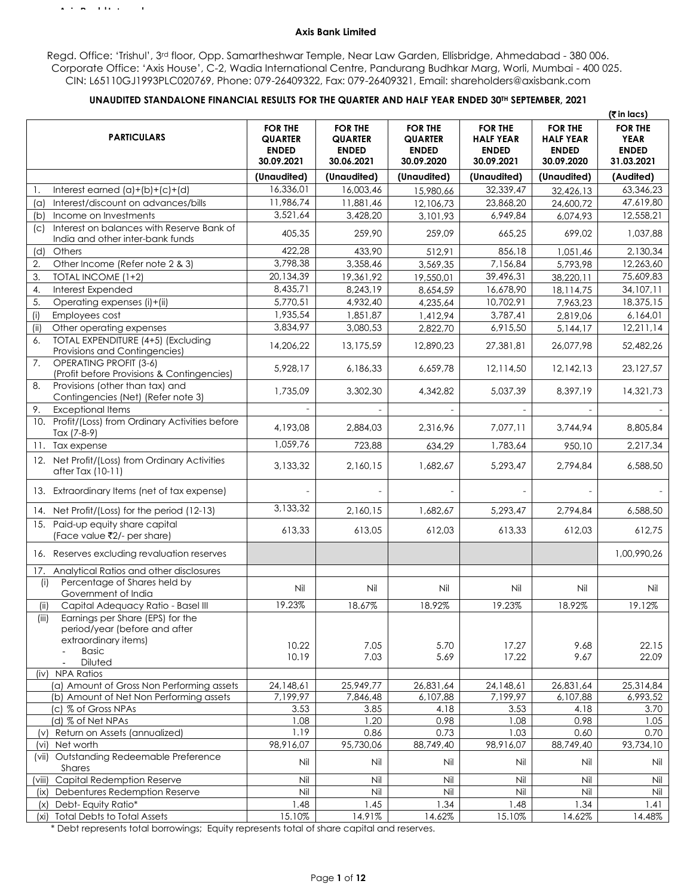# Axis Bank Limited

Regd. Office: 'Trishul', 3rd floor, Opp. Samartheshwar Temple, Near Law Garden, Ellisbridge, Ahmedabad - 380 006.
Corporate Office: 'Axis House', C-2, Wadia International Centre, Pandurang Budhkar Marg, Worli, Mumbai - 400 025.
CIN: L65110GJ1993PLC020769, Phone: 079-26409322, Fax: 079-26409321, Email: shareholders@axisbank.com

## UNAUDITED STANDALONE FINANCIAL RESULTS FOR THE QUARTER AND HALF YEAR ENDED 30TH SEPTEMBER, 2021

(₹ in lacs)

| PARTICULARS | FOR THE QUARTER ENDED 30.09.2021 | FOR THE QUARTER ENDED 30.06.2021 | FOR THE QUARTER ENDED 30.09.2020 | FOR THE HALF YEAR ENDED 30.09.2021 | FOR THE HALF YEAR ENDED 30.09.2020 | FOR THE YEAR ENDED 31.03.2021 |
|---|---|---|---|---|---|---|
| | (Unaudited) | (Unaudited) | (Unaudited) | (Unaudited) | (Unaudited) | (Audited) |
| 1. Interest earned (a)+(b)+(c)+(d) | 16,336,01 | 16,003,46 | 15,980,66 | 32,339,47 | 32,426,13 | 63,346,23 |
| (a) Interest/discount on advances/bills | 11,986,74 | 11,881,46 | 12,106,73 | 23,868,20 | 24,600,72 | 47,619,80 |
| (b) Income on Investments | 3,521,64 | 3,428,20 | 3,101,93 | 6,949,84 | 6,074,93 | 12,558,21 |
| (c) Interest on balances with Reserve Bank of India and other inter-bank funds | 405,35 | 259,90 | 259,09 | 665,25 | 699,02 | 1,037,88 |
| (d) Others | 422,28 | 433,90 | 512,91 | 856,18 | 1,051,46 | 2,130,34 |
| 2. Other Income (Refer note 2 & 3) | 3,798,38 | 3,358,46 | 3,569,35 | 7,156,84 | 5,793,98 | 12,263,60 |
| 3. TOTAL INCOME (1+2) | 20,134,39 | 19,361,92 | 19,550,01 | 39,496,31 | 38,220,11 | 75,609,83 |
| 4. Interest Expended | 8,435,71 | 8,243,19 | 8,654,59 | 16,678,90 | 18,114,75 | 34,107,11 |
| 5. Operating expenses (i)+(ii) | 5,770,51 | 4,932,40 | 4,235,64 | 10,702,91 | 7,963,23 | 18,375,15 |
| (i) Employees cost | 1,935,54 | 1,851,87 | 1,412,94 | 3,787,41 | 2,819,06 | 6,164,01 |
| (ii) Other operating expenses | 3,834,97 | 3,080,53 | 2,822,70 | 6,915,50 | 5,144,17 | 12,211,14 |
| 6. TOTAL EXPENDITURE (4+5) (Excluding Provisions and Contingencies) | 14,206,22 | 13,175,59 | 12,890,23 | 27,381,81 | 26,077,98 | 52,482,26 |
| 7. OPERATING PROFIT (3-6) (Profit before Provisions & Contingencies) | 5,928,17 | 6,186,33 | 6,659,78 | 12,114,50 | 12,142,13 | 23,127,57 |
| 8. Provisions (other than tax) and Contingencies (Net) (Refer note 3) | 1,735,09 | 3,302,30 | 4,342,82 | 5,037,39 | 8,397,19 | 14,321,73 |
| 9. Exceptional Items | - | - | - | - | - | - |
| 10. Profit/(Loss) from Ordinary Activities before Tax (7-8-9) | 4,193,08 | 2,884,03 | 2,316,96 | 7,077,11 | 3,744,94 | 8,805,84 |
| 11. Tax expense | 1,059,76 | 723,88 | 634,29 | 1,783,64 | 950,10 | 2,217,34 |
| 12. Net Profit/(Loss) from Ordinary Activities after Tax (10-11) | 3,133,32 | 2,160,15 | 1,682,67 | 5,293,47 | 2,794,84 | 6,588,50 |
| 13. Extraordinary Items (net of tax expense) | - | - | - | - | - | - |
| 14. Net Profit/(Loss) for the period (12-13) | 3,133,32 | 2,160,15 | 1,682,67 | 5,293,47 | 2,794,84 | 6,588,50 |
| 15. Paid-up equity share capital (Face value ₹2/- per share) | 613,33 | 613,05 | 612,03 | 613,33 | 612,03 | 612,75 |
| 16. Reserves excluding revaluation reserves | | | | | | 1,00,990,26 |
| 17. Analytical Ratios and other disclosures | | | | | | |
| (i) Percentage of Shares held by Government of India | Nil | Nil | Nil | Nil | Nil | Nil |
| (ii) Capital Adequacy Ratio - Basel III | 19.23% | 18.67% | 18.92% | 19.23% | 18.92% | 19.12% |
| (iii) Earnings per Share (EPS) for the period/year (before and after extraordinary items) | | | | | | |
| - Basic | 10.22 | 7.05 | 5.70 | 17.27 | 9.68 | 22.15 |
| - Diluted | 10.19 | 7.03 | 5.69 | 17.22 | 9.67 | 22.09 |
| (iv) NPA Ratios | | | | | | |
| (a) Amount of Gross Non Performing assets | 24,148,61 | 25,949,77 | 26,831,64 | 24,148,61 | 26,831,64 | 25,314,84 |
| (b) Amount of Net Non Performing assets | 7,199,97 | 7,846,48 | 6,107,88 | 7,199,97 | 6,107,88 | 6,993,52 |
| (c) % of Gross NPAs | 3.53 | 3.85 | 4.18 | 3.53 | 4.18 | 3.70 |
| (d) % of Net NPAs | 1.08 | 1.20 | 0.98 | 1.08 | 0.98 | 1.05 |
| (v) Return on Assets (annualized) | 1.19 | 0.86 | 0.73 | 1.03 | 0.60 | 0.70 |
| (vi) Net worth | 98,916,07 | 95,730,06 | 88,749,40 | 98,916,07 | 88,749,40 | 93,734,10 |
| (vii) Outstanding Redeemable Preference Shares | Nil | Nil | Nil | Nil | Nil | Nil |
| (viii) Capital Redemption Reserve | Nil | Nil | Nil | Nil | Nil | Nil |
| (ix) Debentures Redemption Reserve | Nil | Nil | Nil | Nil | Nil | Nil |
| (x) Debt- Equity Ratio* | 1.48 | 1.45 | 1.34 | 1.48 | 1.34 | 1.41 |
| (xi) Total Debts to Total Assets | 15.10% | 14.91% | 14.62% | 15.10% | 14.62% | 14.48% |

* Debt represents total borrowings; Equity represents total of share capital and reserves.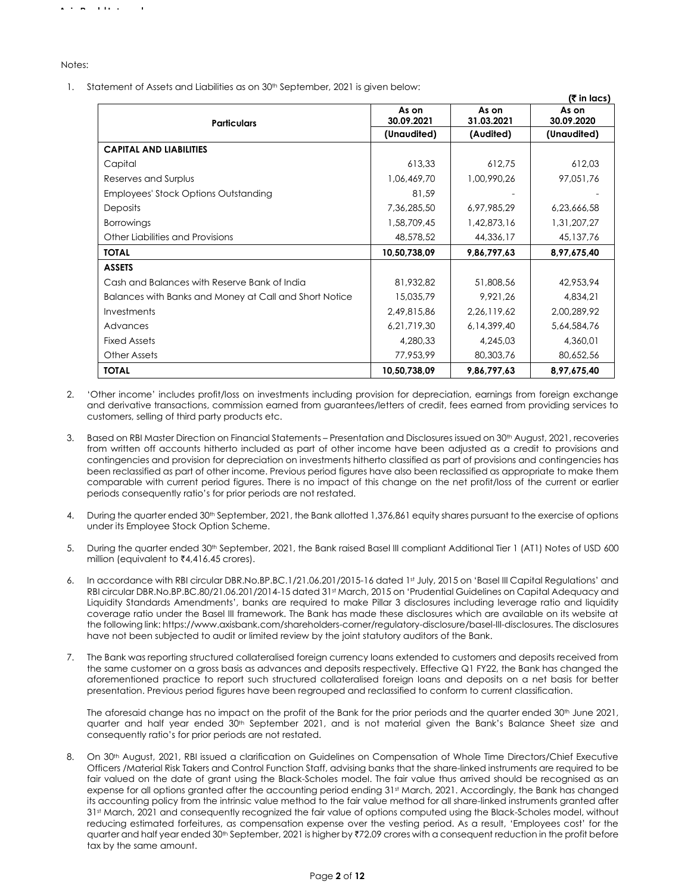Notes:

1. Statement of Assets and Liabilities as on 30th September, 2021 is given below:

(₹ in lacs)

| Particulars | As on 30.09.2021 (Unaudited) | As on 31.03.2021 (Audited) | As on 30.09.2020 (Unaudited) |
|---|---|---|---|
| **CAPITAL AND LIABILITIES** | | | |
| Capital | 613,33 | 612,75 | 612,03 |
| Reserves and Surplus | 1,06,469,70 | 1,00,990,26 | 97,051,76 |
| Employees' Stock Options Outstanding | 81,59 | - | - |
| Deposits | 7,36,285,50 | 6,97,985,29 | 6,23,666,58 |
| Borrowings | 1,58,709,45 | 1,42,873,16 | 1,31,207,27 |
| Other Liabilities and Provisions | 48,578,52 | 44,336,17 | 45,137,76 |
| **TOTAL** | **10,50,738,09** | **9,86,797,63** | **8,97,675,40** |
| **ASSETS** | | | |
| Cash and Balances with Reserve Bank of India | 81,932,82 | 51,808,56 | 42,953,94 |
| Balances with Banks and Money at Call and Short Notice | 15,035,79 | 9,921,26 | 4,834,21 |
| Investments | 2,49,815,86 | 2,26,119,62 | 2,00,289,92 |
| Advances | 6,21,719,30 | 6,14,399,40 | 5,64,584,76 |
| Fixed Assets | 4,280,33 | 4,245,03 | 4,360,01 |
| Other Assets | 77,953,99 | 80,303,76 | 80,652,56 |
| **TOTAL** | **10,50,738,09** | **9,86,797,63** | **8,97,675,40** |

2. 'Other income' includes profit/loss on investments including provision for depreciation, earnings from foreign exchange and derivative transactions, commission earned from guarantees/letters of credit, fees earned from providing services to customers, selling of third party products etc.

3. Based on RBI Master Direction on Financial Statements – Presentation and Disclosures issued on 30th August, 2021, recoveries from written off accounts hitherto included as part of other income have been adjusted as a credit to provisions and contingencies and provision for depreciation on investments hitherto classified as part of provisions and contingencies has been reclassified as part of other income. Previous period figures have also been reclassified as appropriate to make them comparable with current period figures. There is no impact of this change on the net profit/loss of the current or earlier periods consequently ratio's for prior periods are not restated.

4. During the quarter ended 30th September, 2021, the Bank allotted 1,376,861 equity shares pursuant to the exercise of options under its Employee Stock Option Scheme.

5. During the quarter ended 30th September, 2021, the Bank raised Basel III compliant Additional Tier 1 (AT1) Notes of USD 600 million (equivalent to ₹4,416.45 crores).

6. In accordance with RBI circular DBR.No.BP.BC.1/21.06.201/2015-16 dated 1st July, 2015 on 'Basel III Capital Regulations' and RBI circular DBR.No.BP.BC.80/21.06.201/2014-15 dated 31st March, 2015 on 'Prudential Guidelines on Capital Adequacy and Liquidity Standards Amendments', banks are required to make Pillar 3 disclosures including leverage ratio and liquidity coverage ratio under the Basel III framework. The Bank has made these disclosures which are available on its website at the following link: https://www.axisbank.com/shareholders-corner/regulatory-disclosure/basel-III-disclosures. The disclosures have not been subjected to audit or limited review by the joint statutory auditors of the Bank.

7. The Bank was reporting structured collateralised foreign currency loans extended to customers and deposits received from the same customer on a gross basis as advances and deposits respectively. Effective Q1 FY22, the Bank has changed the aforementioned practice to report such structured collateralised foreign loans and deposits on a net basis for better presentation. Previous period figures have been regrouped and reclassified to conform to current classification.

   The aforesaid change has no impact on the profit of the Bank for the prior periods and the quarter ended 30th June 2021, quarter and half year ended 30th September 2021, and is not material given the Bank's Balance Sheet size and consequently ratio's for prior periods are not restated.

8. On 30th August, 2021, RBI issued a clarification on Guidelines on Compensation of Whole Time Directors/Chief Executive Officers /Material Risk Takers and Control Function Staff, advising banks that the share-linked instruments are required to be fair valued on the date of grant using the Black-Scholes model. The fair value thus arrived should be recognised as an expense for all options granted after the accounting period ending 31st March, 2021. Accordingly, the Bank has changed its accounting policy from the intrinsic value method to the fair value method for all share-linked instruments granted after 31st March, 2021 and consequently recognized the fair value of options computed using the Black-Scholes model, without reducing estimated forfeitures, as compensation expense over the vesting period. As a result, 'Employees cost' for the quarter and half year ended 30th September, 2021 is higher by ₹72.09 crores with a consequent reduction in the profit before tax by the same amount.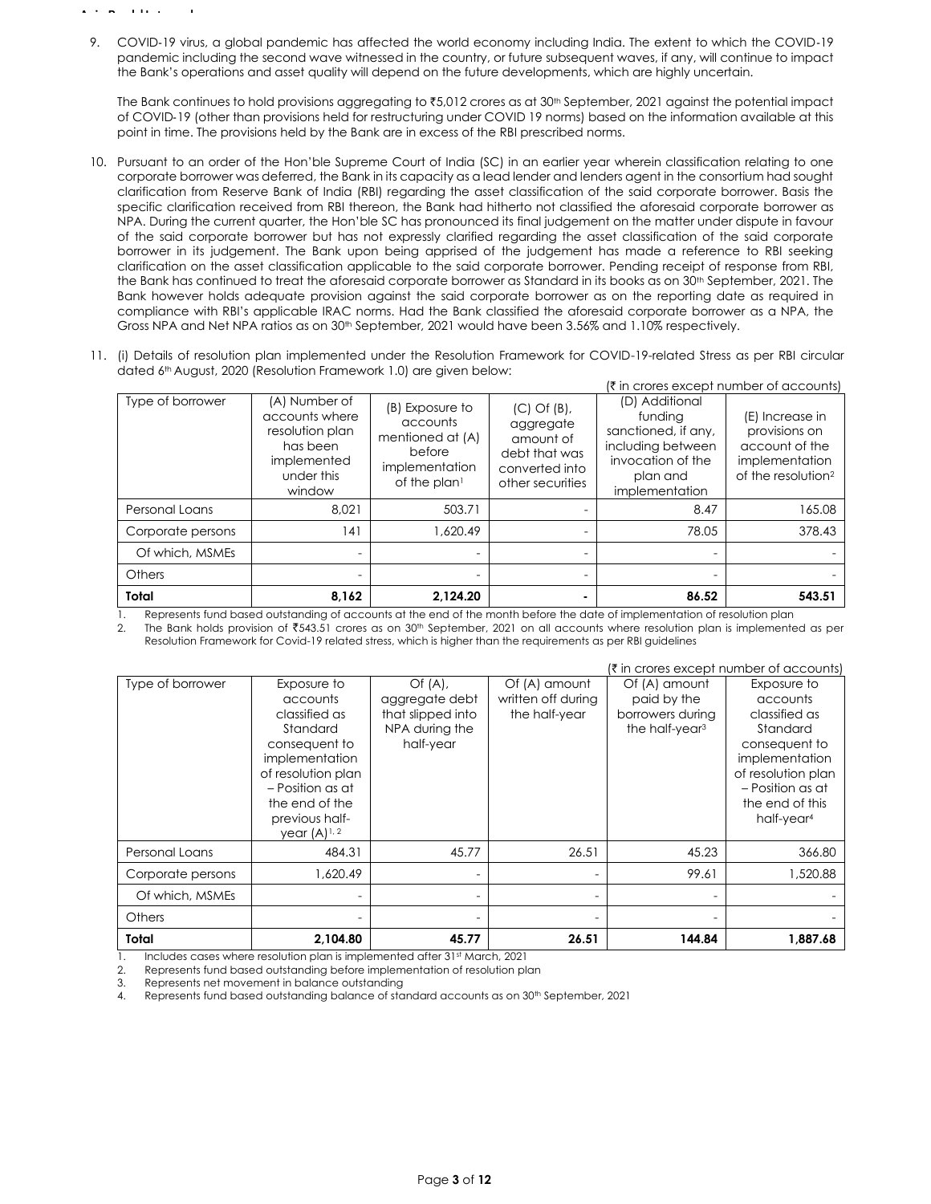9. COVID-19 virus, a global pandemic has affected the world economy including India. The extent to which the COVID-19 pandemic including the second wave witnessed in the country, or future subsequent waves, if any, will continue to impact the Bank's operations and asset quality will depend on the future developments, which are highly uncertain.

   The Bank continues to hold provisions aggregating to ₹5,012 crores as at 30th September, 2021 against the potential impact of COVID-19 (other than provisions held for restructuring under COVID 19 norms) based on the information available at this point in time. The provisions held by the Bank are in excess of the RBI prescribed norms.

10. Pursuant to an order of the Hon'ble Supreme Court of India (SC) in an earlier year wherein classification relating to one corporate borrower was deferred, the Bank in its capacity as a lead lender and lenders agent in the consortium had sought clarification from Reserve Bank of India (RBI) regarding the asset classification of the said corporate borrower. Basis the specific clarification received from RBI thereon, the Bank had hitherto not classified the aforesaid corporate borrower as NPA. During the current quarter, the Hon'ble SC has pronounced its final judgement on the matter under dispute in favour of the said corporate borrower but has not expressly clarified regarding the asset classification of the said corporate borrower in its judgement. The Bank upon being apprised of the judgement has made a reference to RBI seeking clarification on the asset classification applicable to the said corporate borrower. Pending receipt of response from RBI, the Bank has continued to treat the aforesaid corporate borrower as Standard in its books as on 30th September, 2021. The Bank however holds adequate provision against the said corporate borrower as on the reporting date as required in compliance with RBI's applicable IRAC norms. Had the Bank classified the aforesaid corporate borrower as a NPA, the Gross NPA and Net NPA ratios as on 30th September, 2021 would have been 3.56% and 1.10% respectively.

11. (i) Details of resolution plan implemented under the Resolution Framework for COVID-19-related Stress as per RBI circular dated 6th August, 2020 (Resolution Framework 1.0) are given below:

(₹ in crores except number of accounts)

| Type of borrower | (A) Number of accounts where resolution plan has been implemented under this window | (B) Exposure to accounts mentioned at (A) before implementation of the plan[1] | (C) Of (B), aggregate amount of debt that was converted into other securities | (D) Additional funding sanctioned, if any, including between invocation of the plan and implementation | (E) Increase in provisions on account of the implementation of the resolution[2] |
|---|---|---|---|---|---|
| Personal Loans | 8,021 | 503.71 | - | 8.47 | 165.08 |
| Corporate persons | 141 | 1,620.49 | - | 78.05 | 378.43 |
| Of which, MSMEs | - | - | - | - | - |
| Others | - | - | - | - | - |
| **Total** | **8,162** | **2,124.20** | **-** | **86.52** | **543.51** |

1. Represents fund based outstanding of accounts at the end of the month before the date of implementation of resolution plan
2. The Bank holds provision of ₹543.51 crores as on 30th September, 2021 on all accounts where resolution plan is implemented as per Resolution Framework for Covid-19 related stress, which is higher than the requirements as per RBI guidelines

(₹ in crores except number of accounts)

| Type of borrower | Exposure to accounts classified as Standard consequent to implementation of resolution plan – Position as at the end of the previous half-year (A)[1, 2] | Of (A), aggregate debt that slipped into NPA during the half-year | Of (A) amount written off during the half-year | Of (A) amount paid by the borrowers during the half-year[3] | Exposure to accounts classified as Standard consequent to implementation of resolution plan – Position as at the end of this half-year[4] |
|---|---|---|---|---|---|
| Personal Loans | 484.31 | 45.77 | 26.51 | 45.23 | 366.80 |
| Corporate persons | 1,620.49 | - | - | 99.61 | 1,520.88 |
| Of which, MSMEs | - | - | - | - | - |
| Others | - | - | - | - | - |
| **Total** | **2,104.80** | **45.77** | **26.51** | **144.84** | **1,887.68** |

1. Includes cases where resolution plan is implemented after 31st March, 2021
2. Represents fund based outstanding before implementation of resolution plan
3. Represents net movement in balance outstanding
4. Represents fund based outstanding balance of standard accounts as on 30th September, 2021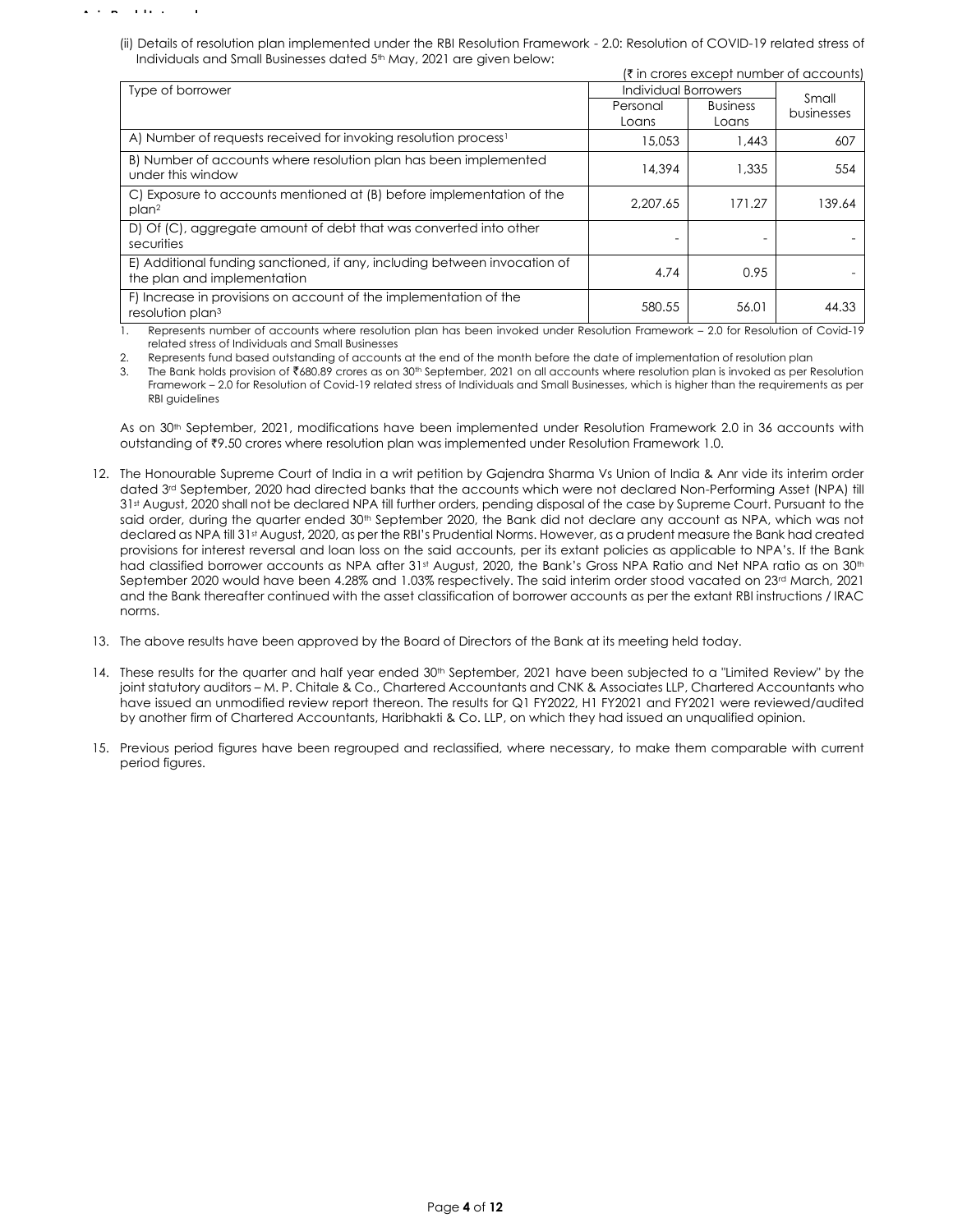(ii) Details of resolution plan implemented under the RBI Resolution Framework - 2.0: Resolution of COVID-19 related stress of Individuals and Small Businesses dated 5th May, 2021 are given below:

(₹ in crores except number of accounts)

| Type of borrower | Individual Borrowers | | Small businesses |
|---|---|---|---|
| | Personal Loans | Business Loans | |
| A) Number of requests received for invoking resolution process[1] | 15,053 | 1,443 | 607 |
| B) Number of accounts where resolution plan has been implemented under this window | 14,394 | 1,335 | 554 |
| C) Exposure to accounts mentioned at (B) before implementation of the plan[2] | 2,207.65 | 171.27 | 139.64 |
| D) Of (C), aggregate amount of debt that was converted into other securities | - | - | - |
| E) Additional funding sanctioned, if any, including between invocation of the plan and implementation | 4.74 | 0.95 | - |
| F) Increase in provisions on account of the implementation of the resolution plan[3] | 580.55 | 56.01 | 44.33 |

1. Represents number of accounts where resolution plan has been invoked under Resolution Framework – 2.0 for Resolution of Covid-19 related stress of Individuals and Small Businesses
2. Represents fund based outstanding of accounts at the end of the month before the date of implementation of resolution plan
3. The Bank holds provision of ₹680.89 crores as on 30th September, 2021 on all accounts where resolution plan is invoked as per Resolution Framework – 2.0 for Resolution of Covid-19 related stress of Individuals and Small Businesses, which is higher than the requirements as per RBI guidelines

As on 30th September, 2021, modifications have been implemented under Resolution Framework 2.0 in 36 accounts with outstanding of ₹9.50 crores where resolution plan was implemented under Resolution Framework 1.0.

12. The Honourable Supreme Court of India in a writ petition by Gajendra Sharma Vs Union of India & Anr vide its interim order dated 3rd September, 2020 had directed banks that the accounts which were not declared Non-Performing Asset (NPA) till 31st August, 2020 shall not be declared NPA till further orders, pending disposal of the case by Supreme Court. Pursuant to the said order, during the quarter ended 30th September 2020, the Bank did not declare any account as NPA, which was not declared as NPA till 31st August, 2020, as per the RBI's Prudential Norms. However, as a prudent measure the Bank had created provisions for interest reversal and loan loss on the said accounts, per its extant policies as applicable to NPA's. If the Bank had classified borrower accounts as NPA after 31st August, 2020, the Bank's Gross NPA Ratio and Net NPA ratio as on 30th September 2020 would have been 4.28% and 1.03% respectively. The said interim order stood vacated on 23rd March, 2021 and the Bank thereafter continued with the asset classification of borrower accounts as per the extant RBI instructions / IRAC norms.

13. The above results have been approved by the Board of Directors of the Bank at its meeting held today.

14. These results for the quarter and half year ended 30th September, 2021 have been subjected to a "Limited Review" by the joint statutory auditors – M. P. Chitale & Co., Chartered Accountants and CNK & Associates LLP, Chartered Accountants who have issued an unmodified review report thereon. The results for Q1 FY2022, H1 FY2021 and FY2021 were reviewed/audited by another firm of Chartered Accountants, Haribhakti & Co. LLP, on which they had issued an unqualified opinion.

15. Previous period figures have been regrouped and reclassified, where necessary, to make them comparable with current period figures.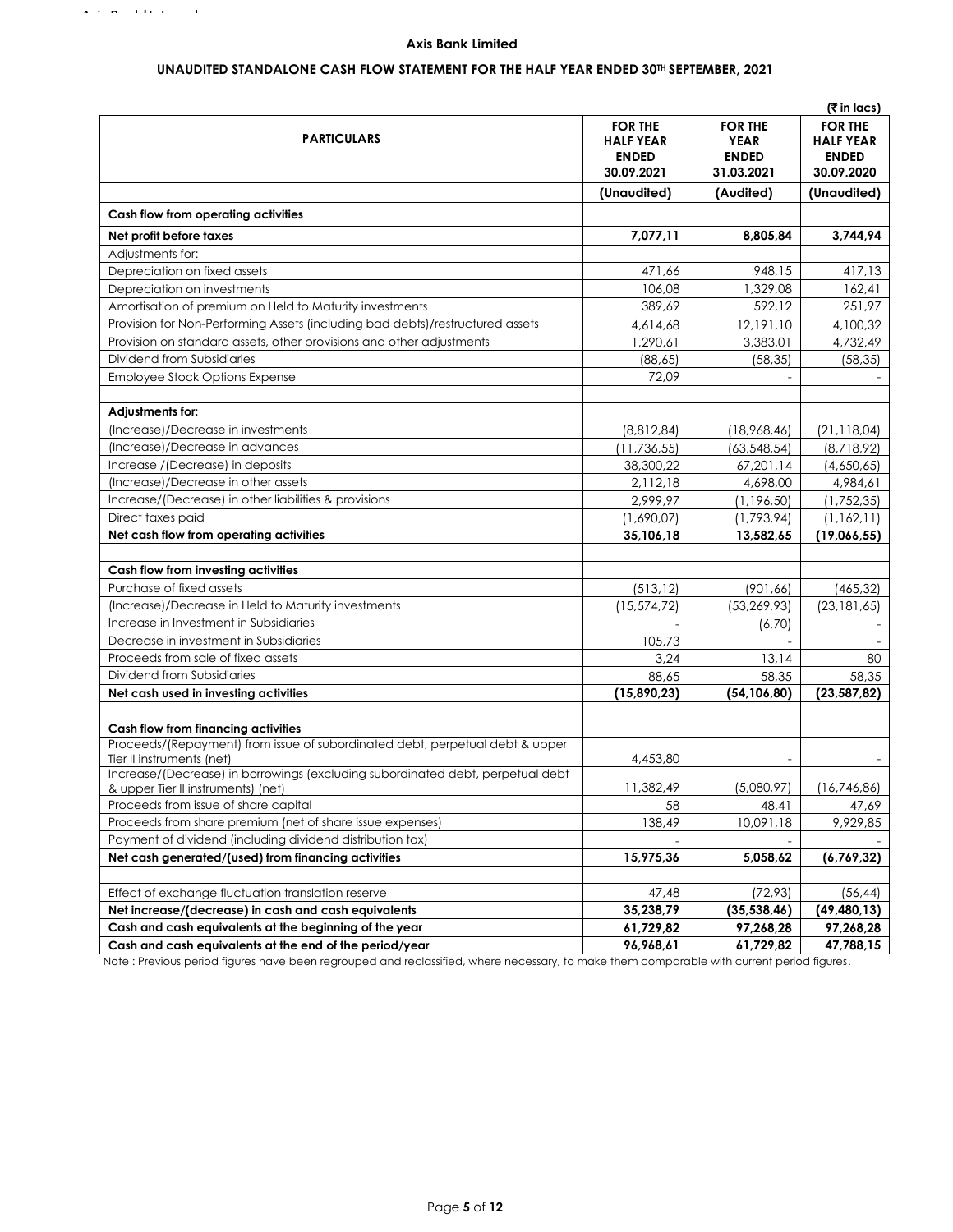**Axis Bank Limited**

**UNAUDITED STANDALONE CASH FLOW STATEMENT FOR THE HALF YEAR ENDED 30TH SEPTEMBER, 2021**

(₹ in lacs)

| PARTICULARS | FOR THE HALF YEAR ENDED 30.09.2021 | FOR THE YEAR ENDED 31.03.2021 | FOR THE HALF YEAR ENDED 30.09.2020 |
|---|---|---|---|
| | (Unaudited) | (Audited) | (Unaudited) |
| **Cash flow from operating activities** | | | |
| **Net profit before taxes** | **7,077,11** | **8,805,84** | **3,744,94** |
| Adjustments for: | | | |
| Depreciation on fixed assets | 471,66 | 948,15 | 417,13 |
| Depreciation on investments | 106,08 | 1,329,08 | 162,41 |
| Amortisation of premium on Held to Maturity investments | 389,69 | 592,12 | 251,97 |
| Provision for Non-Performing Assets (including bad debts)/restructured assets | 4,614,68 | 12,191,10 | 4,100,32 |
| Provision on standard assets, other provisions and other adjustments | 1,290,61 | 3,383,01 | 4,732,49 |
| Dividend from Subsidiaries | (88,65) | (58,35) | (58,35) |
| Employee Stock Options Expense | 72,09 | - | - |
| | | | |
| **Adjustments for:** | | | |
| (Increase)/Decrease in investments | (8,812,84) | (18,968,46) | (21,118,04) |
| (Increase)/Decrease in advances | (11,736,55) | (63,548,54) | (8,718,92) |
| Increase /(Decrease) in deposits | 38,300,22 | 67,201,14 | (4,650,65) |
| (Increase)/Decrease in other assets | 2,112,18 | 4,698,00 | 4,984,61 |
| Increase/(Decrease) in other liabilities & provisions | 2,999,97 | (1,196,50) | (1,752,35) |
| Direct taxes paid | (1,690,07) | (1,793,94) | (1,162,11) |
| **Net cash flow from operating activities** | **35,106,18** | **13,582,65** | **(19,066,55)** |
| | | | |
| **Cash flow from investing activities** | | | |
| Purchase of fixed assets | (513,12) | (901,66) | (465,32) |
| (Increase)/Decrease in Held to Maturity investments | (15,574,72) | (53,269,93) | (23,181,65) |
| Increase in Investment in Subsidiaries | - | (6,70) | - |
| Decrease in investment in Subsidiaries | 105,73 | - | - |
| Proceeds from sale of fixed assets | 3,24 | 13,14 | 80 |
| Dividend from Subsidiaries | 88,65 | 58,35 | 58,35 |
| **Net cash used in investing activities** | **(15,890,23)** | **(54,106,80)** | **(23,587,82)** |
| | | | |
| **Cash flow from financing activities** | | | |
| Proceeds/(Repayment) from issue of subordinated debt, perpetual debt & upper Tier II instruments (net) | 4,453,80 | - | - |
| Increase/(Decrease) in borrowings (excluding subordinated debt, perpetual debt & upper Tier II instruments) (net) | 11,382,49 | (5,080,97) | (16,746,86) |
| Proceeds from issue of share capital | 58 | 48,41 | 47,69 |
| Proceeds from share premium (net of share issue expenses) | 138,49 | 10,091,18 | 9,929,85 |
| Payment of dividend (including dividend distribution tax) | - | - | - |
| **Net cash generated/(used) from financing activities** | **15,975,36** | **5,058,62** | **(6,769,32)** |
| | | | |
| Effect of exchange fluctuation translation reserve | 47,48 | (72,93) | (56,44) |
| **Net increase/(decrease) in cash and cash equivalents** | **35,238,79** | **(35,538,46)** | **(49,480,13)** |
| **Cash and cash equivalents at the beginning of the year** | **61,729,82** | **97,268,28** | **97,268,28** |
| **Cash and cash equivalents at the end of the period/year** | **96,968,61** | **61,729,82** | **47,788,15** |

Note : Previous period figures have been regrouped and reclassified, where necessary, to make them comparable with current period figures.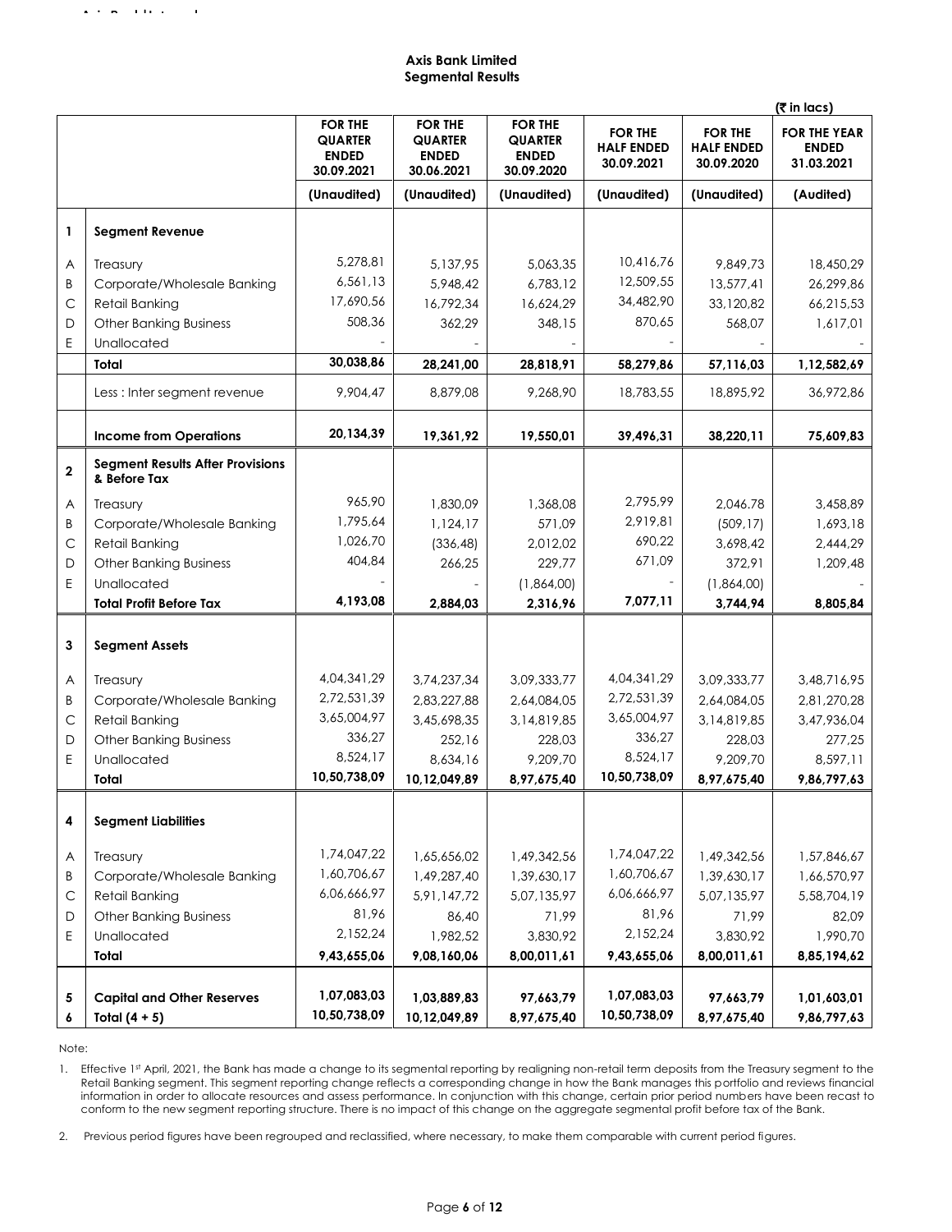**Axis Bank Limited**
**Segmental Results**

(₹ in lacs)

| | | FOR THE QUARTER ENDED 30.09.2021 | FOR THE QUARTER ENDED 30.06.2021 | FOR THE QUARTER ENDED 30.09.2020 | FOR THE HALF ENDED 30.09.2021 | FOR THE HALF ENDED 30.09.2020 | FOR THE YEAR ENDED 31.03.2021 |
|---|---|---|---|---|---|---|---|
| | | (Unaudited) | (Unaudited) | (Unaudited) | (Unaudited) | (Unaudited) | (Audited) |
| **1** | **Segment Revenue** | | | | | | |
| A | Treasury | 5,278,81 | 5,137,95 | 5,063,35 | 10,416,76 | 9,849,73 | 18,450,29 |
| B | Corporate/Wholesale Banking | 6,561,13 | 5,948,42 | 6,783,12 | 12,509,55 | 13,577,41 | 26,299,86 |
| C | Retail Banking | 17,690,56 | 16,792,34 | 16,624,29 | 34,482,90 | 33,120,82 | 66,215,53 |
| D | Other Banking Business | 508,36 | 362,29 | 348,15 | 870,65 | 568,07 | 1,617,01 |
| E | Unallocated | - | - | - | - | - | - |
| | **Total** | **30,038,86** | **28,241,00** | **28,818,91** | **58,279,86** | **57,116,03** | **1,12,582,69** |
| | Less : Inter segment revenue | 9,904,47 | 8,879,08 | 9,268,90 | 18,783,55 | 18,895,92 | 36,972,86 |
| | **Income from Operations** | **20,134,39** | **19,361,92** | **19,550,01** | **39,496,31** | **38,220,11** | **75,609,83** |
| **2** | **Segment Results After Provisions & Before Tax** | | | | | | |
| A | Treasury | 965,90 | 1,830,09 | 1,368,08 | 2,795,99 | 2,046.78 | 3,458,89 |
| B | Corporate/Wholesale Banking | 1,795,64 | 1,124,17 | 571,09 | 2,919,81 | (509,17) | 1,693,18 |
| C | Retail Banking | 1,026,70 | (336,48) | 2,012,02 | 690,22 | 3,698,42 | 2,444,29 |
| D | Other Banking Business | 404,84 | 266,25 | 229,77 | 671,09 | 372,91 | 1,209,48 |
| E | Unallocated | - | - | (1,864,00) | - | (1,864,00) | - |
| | **Total Profit Before Tax** | **4,193,08** | **2,884,03** | **2,316,96** | **7,077,11** | **3,744,94** | **8,805,84** |
| **3** | **Segment Assets** | | | | | | |
| A | Treasury | 4,04,341,29 | 3,74,237,34 | 3,09,333,77 | 4,04,341,29 | 3,09,333,77 | 3,48,716,95 |
| B | Corporate/Wholesale Banking | 2,72,531,39 | 2,83,227,88 | 2,64,084,05 | 2,72,531,39 | 2,64,084,05 | 2,81,270,28 |
| C | Retail Banking | 3,65,004,97 | 3,45,698,35 | 3,14,819,85 | 3,65,004,97 | 3,14,819,85 | 3,47,936,04 |
| D | Other Banking Business | 336,27 | 252,16 | 228,03 | 336,27 | 228,03 | 277,25 |
| E | Unallocated | 8,524,17 | 8,634,16 | 9,209,70 | 8,524,17 | 9,209,70 | 8,597,11 |
| | **Total** | **10,50,738,09** | **10,12,049,89** | **8,97,675,40** | **10,50,738,09** | **8,97,675,40** | **9,86,797,63** |
| **4** | **Segment Liabilities** | | | | | | |
| A | Treasury | 1,74,047,22 | 1,65,656,02 | 1,49,342,56 | 1,74,047,22 | 1,49,342,56 | 1,57,846,67 |
| B | Corporate/Wholesale Banking | 1,60,706,67 | 1,49,287,40 | 1,39,630,17 | 1,60,706,67 | 1,39,630,17 | 1,66,570,97 |
| C | Retail Banking | 6,06,666,97 | 5,91,147,72 | 5,07,135,97 | 6,06,666,97 | 5,07,135,97 | 5,58,704,19 |
| D | Other Banking Business | 81,96 | 86,40 | 71,99 | 81,96 | 71,99 | 82,09 |
| E | Unallocated | 2,152,24 | 1,982,52 | 3,830,92 | 2,152,24 | 3,830,92 | 1,990,70 |
| | **Total** | **9,43,655,06** | **9,08,160,06** | **8,00,011,61** | **9,43,655,06** | **8,00,011,61** | **8,85,194,62** |
| **5** | **Capital and Other Reserves** | **1,07,083,03** | **1,03,889,83** | **97,663,79** | **1,07,083,03** | **97,663,79** | **1,01,603,01** |
| **6** | **Total (4 + 5)** | **10,50,738,09** | **10,12,049,89** | **8,97,675,40** | **10,50,738,09** | **8,97,675,40** | **9,86,797,63** |

Note:

1. Effective 1st April, 2021, the Bank has made a change to its segmental reporting by realigning non-retail term deposits from the Treasury segment to the Retail Banking segment. This segment reporting change reflects a corresponding change in how the Bank manages this portfolio and reviews financial information in order to allocate resources and assess performance. In conjunction with this change, certain prior period numbers have been recast to conform to the new segment reporting structure. There is no impact of this change on the aggregate segmental profit before tax of the Bank.

2. Previous period figures have been regrouped and reclassified, where necessary, to make them comparable with current period figures.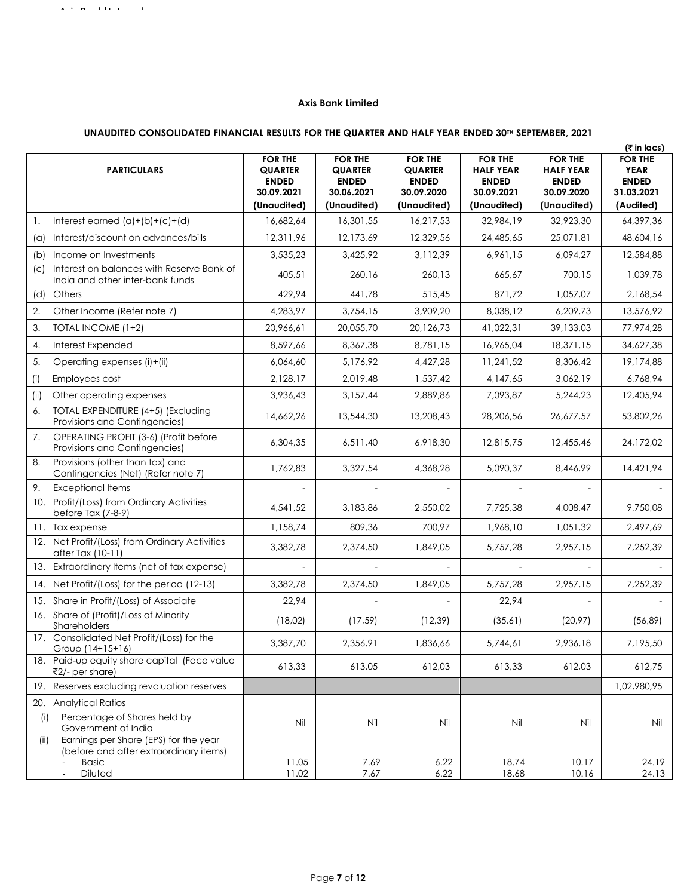**Axis Bank Limited**

**UNAUDITED CONSOLIDATED FINANCIAL RESULTS FOR THE QUARTER AND HALF YEAR ENDED 30TH SEPTEMBER, 2021**

(₹ in lacs)

| PARTICULARS | FOR THE QUARTER ENDED 30.09.2021 | FOR THE QUARTER ENDED 30.06.2021 | FOR THE QUARTER ENDED 30.09.2020 | FOR THE HALF YEAR ENDED 30.09.2021 | FOR THE HALF YEAR ENDED 30.09.2020 | FOR THE YEAR ENDED 31.03.2021 |
|---|---|---|---|---|---|---|
| | (Unaudited) | (Unaudited) | (Unaudited) | (Unaudited) | (Unaudited) | (Audited) |
| 1. Interest earned (a)+(b)+(c)+(d) | 16,682,64 | 16,301,55 | 16,217,53 | 32,984,19 | 32,923,30 | 64,397,36 |
| (a) Interest/discount on advances/bills | 12,311,96 | 12,173,69 | 12,329,56 | 24,485,65 | 25,071,81 | 48,604,16 |
| (b) Income on Investments | 3,535,23 | 3,425,92 | 3,112,39 | 6,961,15 | 6,094,27 | 12,584,88 |
| (c) Interest on balances with Reserve Bank of India and other inter-bank funds | 405,51 | 260,16 | 260,13 | 665,67 | 700,15 | 1,039,78 |
| (d) Others | 429,94 | 441,78 | 515,45 | 871,72 | 1,057,07 | 2,168,54 |
| 2. Other Income (Refer note 7) | 4,283,97 | 3,754,15 | 3,909,20 | 8,038,12 | 6,209,73 | 13,576,92 |
| 3. TOTAL INCOME (1+2) | 20,966,61 | 20,055,70 | 20,126,73 | 41,022,31 | 39,133,03 | 77,974,28 |
| 4. Interest Expended | 8,597,66 | 8,367,38 | 8,781,15 | 16,965,04 | 18,371,15 | 34,627,38 |
| 5. Operating expenses (i)+(ii) | 6,064,60 | 5,176,92 | 4,427,28 | 11,241,52 | 8,306,42 | 19,174,88 |
| (i) Employees cost | 2,128,17 | 2,019,48 | 1,537,42 | 4,147,65 | 3,062,19 | 6,768,94 |
| (ii) Other operating expenses | 3,936,43 | 3,157,44 | 2,889,86 | 7,093,87 | 5,244,23 | 12,405,94 |
| 6. TOTAL EXPENDITURE (4+5) (Excluding Provisions and Contingencies) | 14,662,26 | 13,544,30 | 13,208,43 | 28,206,56 | 26,677,57 | 53,802,26 |
| 7. OPERATING PROFIT (3-6) (Profit before Provisions and Contingencies) | 6,304,35 | 6,511,40 | 6,918,30 | 12,815,75 | 12,455,46 | 24,172,02 |
| 8. Provisions (other than tax) and Contingencies (Net) (Refer note 7) | 1,762,83 | 3,327,54 | 4,368,28 | 5,090,37 | 8,446,99 | 14,421,94 |
| 9. Exceptional Items | - | - | - | - | - | - |
| 10. Profit/(Loss) from Ordinary Activities before Tax (7-8-9) | 4,541,52 | 3,183,86 | 2,550,02 | 7,725,38 | 4,008,47 | 9,750,08 |
| 11. Tax expense | 1,158,74 | 809,36 | 700,97 | 1,968,10 | 1,051,32 | 2,497,69 |
| 12. Net Profit/(Loss) from Ordinary Activities after Tax (10-11) | 3,382,78 | 2,374,50 | 1,849,05 | 5,757,28 | 2,957,15 | 7,252,39 |
| 13. Extraordinary Items (net of tax expense) | - | - | - | - | - | - |
| 14. Net Profit/(Loss) for the period (12-13) | 3,382,78 | 2,374,50 | 1,849,05 | 5,757,28 | 2,957,15 | 7,252,39 |
| 15. Share in Profit/(Loss) of Associate | 22,94 | - | - | 22,94 | - | - |
| 16. Share of (Profit)/Loss of Minority Shareholders | (18,02) | (17,59) | (12,39) | (35,61) | (20,97) | (56,89) |
| 17. Consolidated Net Profit/(Loss) for the Group (14+15+16) | 3,387,70 | 2,356,91 | 1,836,66 | 5,744,61 | 2,936,18 | 7,195,50 |
| 18. Paid-up equity share capital (Face value ₹2/- per share) | 613,33 | 613,05 | 612,03 | 613,33 | 612,03 | 612,75 |
| 19. Reserves excluding revaluation reserves | | | | | | 1,02,980,95 |
| 20. Analytical Ratios | | | | | | |
| (i) Percentage of Shares held by Government of India | Nil | Nil | Nil | Nil | Nil | Nil |
| (ii) Earnings per Share (EPS) for the year (before and after extraordinary items) | | | | | | |
| - Basic | 11.05 | 7.69 | 6.22 | 18.74 | 10.17 | 24.19 |
| - Diluted | 11.02 | 7.67 | 6.22 | 18.68 | 10.16 | 24.13 |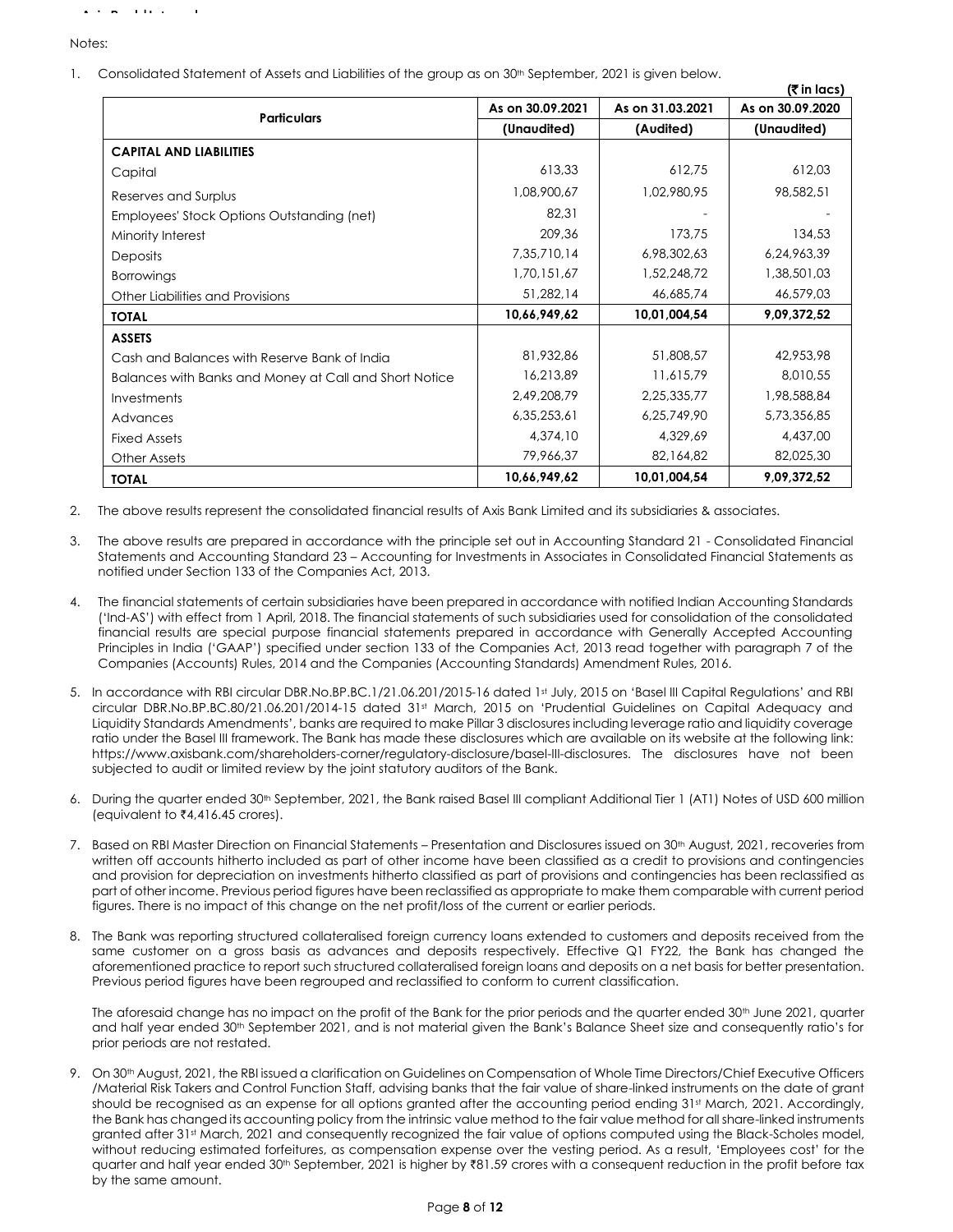Notes:

1. Consolidated Statement of Assets and Liabilities of the group as on 30th September, 2021 is given below.

**(₹ in lacs)**

| Particulars | As on 30.09.2021 (Unaudited) | As on 31.03.2021 (Audited) | As on 30.09.2020 (Unaudited) |
|---|---|---|---|
| **CAPITAL AND LIABILITIES** | | | |
| Capital | 613,33 | 612,75 | 612,03 |
| Reserves and Surplus | 1,08,900,67 | 1,02,980,95 | 98,582,51 |
| Employees' Stock Options Outstanding (net) | 82,31 | - | - |
| Minority Interest | 209,36 | 173,75 | 134,53 |
| Deposits | 7,35,710,14 | 6,98,302,63 | 6,24,963,39 |
| Borrowings | 1,70,151,67 | 1,52,248,72 | 1,38,501,03 |
| Other Liabilities and Provisions | 51,282,14 | 46,685,74 | 46,579,03 |
| **TOTAL** | **10,66,949,62** | **10,01,004,54** | **9,09,372,52** |
| **ASSETS** | | | |
| Cash and Balances with Reserve Bank of India | 81,932,86 | 51,808,57 | 42,953,98 |
| Balances with Banks and Money at Call and Short Notice | 16,213,89 | 11,615,79 | 8,010,55 |
| Investments | 2,49,208,79 | 2,25,335,77 | 1,98,588,84 |
| Advances | 6,35,253,61 | 6,25,749,90 | 5,73,356,85 |
| Fixed Assets | 4,374,10 | 4,329,69 | 4,437,00 |
| Other Assets | 79,966,37 | 82,164,82 | 82,025,30 |
| **TOTAL** | **10,66,949,62** | **10,01,004,54** | **9,09,372,52** |

2. The above results represent the consolidated financial results of Axis Bank Limited and its subsidiaries & associates.

3. The above results are prepared in accordance with the principle set out in Accounting Standard 21 - Consolidated Financial Statements and Accounting Standard 23 – Accounting for Investments in Associates in Consolidated Financial Statements as notified under Section 133 of the Companies Act, 2013.

4. The financial statements of certain subsidiaries have been prepared in accordance with notified Indian Accounting Standards ('Ind-AS') with effect from 1 April, 2018. The financial statements of such subsidiaries used for consolidation of the consolidated financial results are special purpose financial statements prepared in accordance with Generally Accepted Accounting Principles in India ('GAAP') specified under section 133 of the Companies Act, 2013 read together with paragraph 7 of the Companies (Accounts) Rules, 2014 and the Companies (Accounting Standards) Amendment Rules, 2016.

5. In accordance with RBI circular DBR.No.BP.BC.1/21.06.201/2015-16 dated 1st July, 2015 on 'Basel III Capital Regulations' and RBI circular DBR.No.BP.BC.80/21.06.201/2014-15 dated 31st March, 2015 on 'Prudential Guidelines on Capital Adequacy and Liquidity Standards Amendments', banks are required to make Pillar 3 disclosures including leverage ratio and liquidity coverage ratio under the Basel III framework. The Bank has made these disclosures which are available on its website at the following link: https://www.axisbank.com/shareholders-corner/regulatory-disclosure/basel-III-disclosures. The disclosures have not been subjected to audit or limited review by the joint statutory auditors of the Bank.

6. During the quarter ended 30th September, 2021, the Bank raised Basel III compliant Additional Tier 1 (AT1) Notes of USD 600 million (equivalent to ₹4,416.45 crores).

7. Based on RBI Master Direction on Financial Statements – Presentation and Disclosures issued on 30th August, 2021, recoveries from written off accounts hitherto included as part of other income have been classified as a credit to provisions and contingencies and provision for depreciation on investments hitherto classified as part of provisions and contingencies has been reclassified as part of other income. Previous period figures have been reclassified as appropriate to make them comparable with current period figures. There is no impact of this change on the net profit/loss of the current or earlier periods.

8. The Bank was reporting structured collateralised foreign currency loans extended to customers and deposits received from the same customer on a gross basis as advances and deposits respectively. Effective Q1 FY22, the Bank has changed the aforementioned practice to report such structured collateralised foreign loans and deposits on a net basis for better presentation. Previous period figures have been regrouped and reclassified to conform to current classification.

   The aforesaid change has no impact on the profit of the Bank for the prior periods and the quarter ended 30th June 2021, quarter and half year ended 30th September 2021, and is not material given the Bank's Balance Sheet size and consequently ratio's for prior periods are not restated.

9. On 30th August, 2021, the RBI issued a clarification on Guidelines on Compensation of Whole Time Directors/Chief Executive Officers /Material Risk Takers and Control Function Staff, advising banks that the fair value of share-linked instruments on the date of grant should be recognised as an expense for all options granted after the accounting period ending 31st March, 2021. Accordingly, the Bank has changed its accounting policy from the intrinsic value method to the fair value method for all share-linked instruments granted after 31st March, 2021 and consequently recognized the fair value of options computed using the Black-Scholes model, without reducing estimated forfeitures, as compensation expense over the vesting period. As a result, 'Employees cost' for the quarter and half year ended 30th September, 2021 is higher by ₹81.59 crores with a consequent reduction in the profit before tax by the same amount.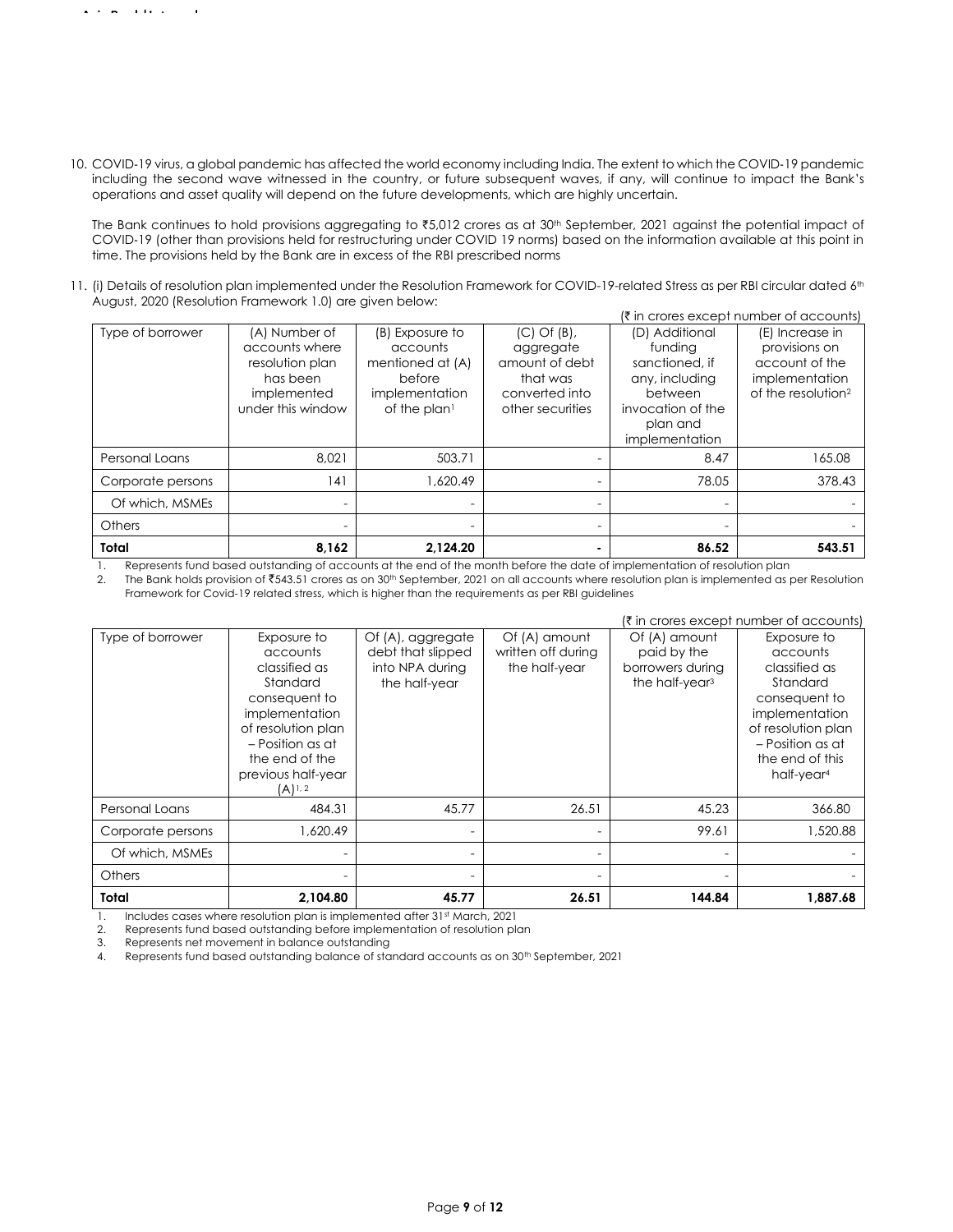10. COVID-19 virus, a global pandemic has affected the world economy including India. The extent to which the COVID-19 pandemic including the second wave witnessed in the country, or future subsequent waves, if any, will continue to impact the Bank's operations and asset quality will depend on the future developments, which are highly uncertain.

    The Bank continues to hold provisions aggregating to ₹5,012 crores as at 30th September, 2021 against the potential impact of COVID-19 (other than provisions held for restructuring under COVID 19 norms) based on the information available at this point in time. The provisions held by the Bank are in excess of the RBI prescribed norms

11. (i) Details of resolution plan implemented under the Resolution Framework for COVID-19-related Stress as per RBI circular dated 6th August, 2020 (Resolution Framework 1.0) are given below:

(₹ in crores except number of accounts)

| Type of borrower | (A) Number of accounts where resolution plan has been implemented under this window | (B) Exposure to accounts mentioned at (A) before implementation of the plan[1] | (C) Of (B), aggregate amount of debt that was converted into other securities | (D) Additional funding sanctioned, if any, including between invocation of the plan and implementation | (E) Increase in provisions on account of the implementation of the resolution[2] |
|---|---|---|---|---|---|
| Personal Loans | 8,021 | 503.71 | - | 8.47 | 165.08 |
| Corporate persons | 141 | 1,620.49 | - | 78.05 | 378.43 |
| Of which, MSMEs | - | - | - | - | - |
| Others | - | - | - | - | - |
| **Total** | **8,162** | **2,124.20** | **-** | **86.52** | **543.51** |

1. Represents fund based outstanding of accounts at the end of the month before the date of implementation of resolution plan
2. The Bank holds provision of ₹543.51 crores as on 30th September, 2021 on all accounts where resolution plan is implemented as per Resolution Framework for Covid-19 related stress, which is higher than the requirements as per RBI guidelines

(₹ in crores except number of accounts)

| Type of borrower | Exposure to accounts classified as Standard consequent to implementation of resolution plan – Position as at the end of the previous half-year (A)[1, 2] | Of (A), aggregate debt that slipped into NPA during the half-year | Of (A) amount written off during the half-year | Of (A) amount paid by the borrowers during the half-year[3] | Exposure to accounts classified as Standard consequent to implementation of resolution plan – Position as at the end of this half-year[4] |
|---|---|---|---|---|---|
| Personal Loans | 484.31 | 45.77 | 26.51 | 45.23 | 366.80 |
| Corporate persons | 1,620.49 | - | - | 99.61 | 1,520.88 |
| Of which, MSMEs | - | - | - | - | - |
| Others | - | - | - | - | - |
| **Total** | **2,104.80** | **45.77** | **26.51** | **144.84** | **1,887.68** |

1. Includes cases where resolution plan is implemented after 31st March, 2021
2. Represents fund based outstanding before implementation of resolution plan
3. Represents net movement in balance outstanding
4. Represents fund based outstanding balance of standard accounts as on 30th September, 2021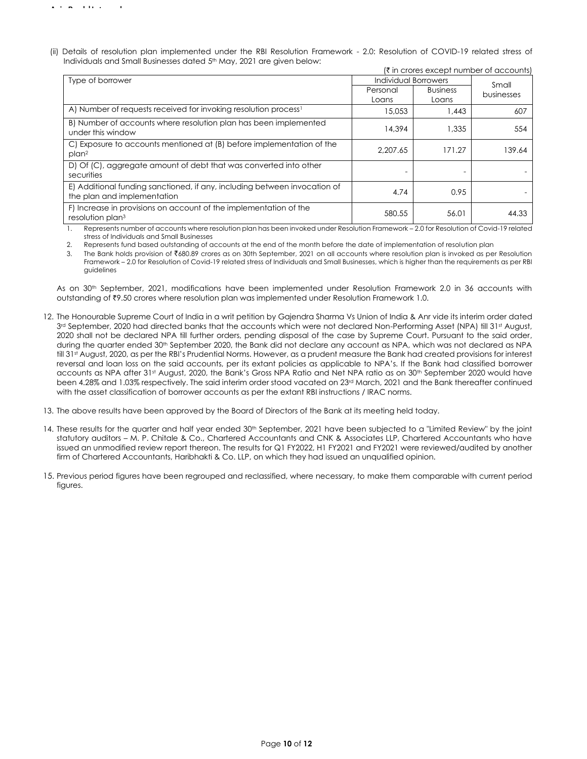(ii) Details of resolution plan implemented under the RBI Resolution Framework - 2.0: Resolution of COVID-19 related stress of Individuals and Small Businesses dated 5th May, 2021 are given below:

(₹ in crores except number of accounts)

| Type of borrower | Individual Borrowers | | Small businesses |
|---|---|---|---|
| | Personal Loans | Business Loans | |
| A) Number of requests received for invoking resolution process[1] | 15,053 | 1,443 | 607 |
| B) Number of accounts where resolution plan has been implemented under this window | 14,394 | 1,335 | 554 |
| C) Exposure to accounts mentioned at (B) before implementation of the plan[2] | 2,207.65 | 171.27 | 139.64 |
| D) Of (C), aggregate amount of debt that was converted into other securities | - | - | - |
| E) Additional funding sanctioned, if any, including between invocation of the plan and implementation | 4.74 | 0.95 | - |
| F) Increase in provisions on account of the implementation of the resolution plan[3] | 580.55 | 56.01 | 44.33 |

1. Represents number of accounts where resolution plan has been invoked under Resolution Framework – 2.0 for Resolution of Covid-19 related stress of Individuals and Small Businesses
2. Represents fund based outstanding of accounts at the end of the month before the date of implementation of resolution plan
3. The Bank holds provision of ₹680.89 crores as on 30th September, 2021 on all accounts where resolution plan is invoked as per Resolution Framework – 2.0 for Resolution of Covid-19 related stress of Individuals and Small Businesses, which is higher than the requirements as per RBI guidelines

As on 30th September, 2021, modifications have been implemented under Resolution Framework 2.0 in 36 accounts with outstanding of ₹9.50 crores where resolution plan was implemented under Resolution Framework 1.0.

12. The Honourable Supreme Court of India in a writ petition by Gajendra Sharma Vs Union of India & Anr vide its interim order dated 3rd September, 2020 had directed banks that the accounts which were not declared Non-Performing Asset (NPA) till 31st August, 2020 shall not be declared NPA till further orders, pending disposal of the case by Supreme Court. Pursuant to the said order, during the quarter ended 30th September 2020, the Bank did not declare any account as NPA, which was not declared as NPA till 31st August, 2020, as per the RBI's Prudential Norms. However, as a prudent measure the Bank had created provisions for interest reversal and loan loss on the said accounts, per its extant policies as applicable to NPA's. If the Bank had classified borrower accounts as NPA after 31st August, 2020, the Bank's Gross NPA Ratio and Net NPA ratio as on 30th September 2020 would have been 4.28% and 1.03% respectively. The said interim order stood vacated on 23rd March, 2021 and the Bank thereafter continued with the asset classification of borrower accounts as per the extant RBI instructions / IRAC norms.

13. The above results have been approved by the Board of Directors of the Bank at its meeting held today.

14. These results for the quarter and half year ended 30th September, 2021 have been subjected to a "Limited Review" by the joint statutory auditors – M. P. Chitale & Co., Chartered Accountants and CNK & Associates LLP, Chartered Accountants who have issued an unmodified review report thereon. The results for Q1 FY2022, H1 FY2021 and FY2021 were reviewed/audited by another firm of Chartered Accountants, Haribhakti & Co. LLP, on which they had issued an unqualified opinion.

15. Previous period figures have been regrouped and reclassified, where necessary, to make them comparable with current period figures.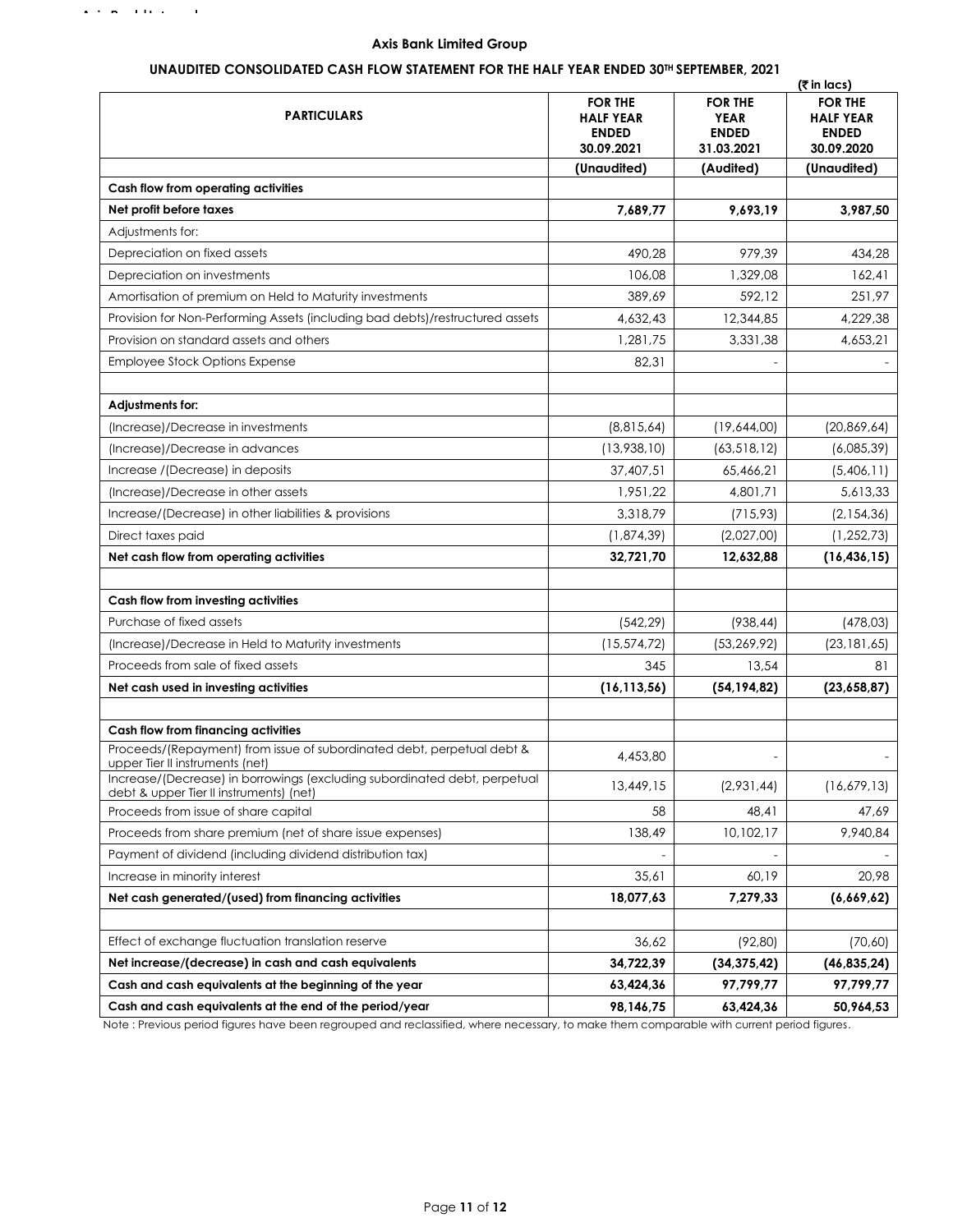**Axis Bank Limited Group**

**UNAUDITED CONSOLIDATED CASH FLOW STATEMENT FOR THE HALF YEAR ENDED 30TH SEPTEMBER, 2021**

(₹ in lacs)

| PARTICULARS | FOR THE HALF YEAR ENDED 30.09.2021 | FOR THE YEAR ENDED 31.03.2021 | FOR THE HALF YEAR ENDED 30.09.2020 |
|---|---|---|---|
| | (Unaudited) | (Audited) | (Unaudited) |
| **Cash flow from operating activities** | | | |
| **Net profit before taxes** | **7,689,77** | **9,693,19** | **3,987,50** |
| Adjustments for: | | | |
| Depreciation on fixed assets | 490,28 | 979,39 | 434,28 |
| Depreciation on investments | 106,08 | 1,329,08 | 162,41 |
| Amortisation of premium on Held to Maturity investments | 389,69 | 592,12 | 251,97 |
| Provision for Non-Performing Assets (including bad debts)/restructured assets | 4,632,43 | 12,344,85 | 4,229,38 |
| Provision on standard assets and others | 1,281,75 | 3,331,38 | 4,653,21 |
| Employee Stock Options Expense | 82,31 | - | - |
| | | | |
| **Adjustments for:** | | | |
| (Increase)/Decrease in investments | (8,815,64) | (19,644,00) | (20,869,64) |
| (Increase)/Decrease in advances | (13,938,10) | (63,518,12) | (6,085,39) |
| Increase /(Decrease) in deposits | 37,407,51 | 65,466,21 | (5,406,11) |
| (Increase)/Decrease in other assets | 1,951,22 | 4,801,71 | 5,613,33 |
| Increase/(Decrease) in other liabilities & provisions | 3,318,79 | (715,93) | (2,154,36) |
| Direct taxes paid | (1,874,39) | (2,027,00) | (1,252,73) |
| **Net cash flow from operating activities** | **32,721,70** | **12,632,88** | **(16,436,15)** |
| | | | |
| **Cash flow from investing activities** | | | |
| Purchase of fixed assets | (542,29) | (938,44) | (478,03) |
| (Increase)/Decrease in Held to Maturity investments | (15,574,72) | (53,269,92) | (23,181,65) |
| Proceeds from sale of fixed assets | 345 | 13,54 | 81 |
| **Net cash used in investing activities** | **(16,113,56)** | **(54,194,82)** | **(23,658,87)** |
| | | | |
| **Cash flow from financing activities** | | | |
| Proceeds/(Repayment) from issue of subordinated debt, perpetual debt & upper Tier II instruments (net) | 4,453,80 | - | - |
| Increase/(Decrease) in borrowings (excluding subordinated debt, perpetual debt & upper Tier II instruments) (net) | 13,449,15 | (2,931,44) | (16,679,13) |
| Proceeds from issue of share capital | 58 | 48,41 | 47,69 |
| Proceeds from share premium (net of share issue expenses) | 138,49 | 10,102,17 | 9,940,84 |
| Payment of dividend (including dividend distribution tax) | - | - | - |
| Increase in minority interest | 35,61 | 60,19 | 20,98 |
| **Net cash generated/(used) from financing activities** | **18,077,63** | **7,279,33** | **(6,669,62)** |
| | | | |
| Effect of exchange fluctuation translation reserve | 36,62 | (92,80) | (70,60) |
| **Net increase/(decrease) in cash and cash equivalents** | **34,722,39** | **(34,375,42)** | **(46,835,24)** |
| **Cash and cash equivalents at the beginning of the year** | **63,424,36** | **97,799,77** | **97,799,77** |
| **Cash and cash equivalents at the end of the period/year** | **98,146,75** | **63,424,36** | **50,964,53** |

Note : Previous period figures have been regrouped and reclassified, where necessary, to make them comparable with current period figures.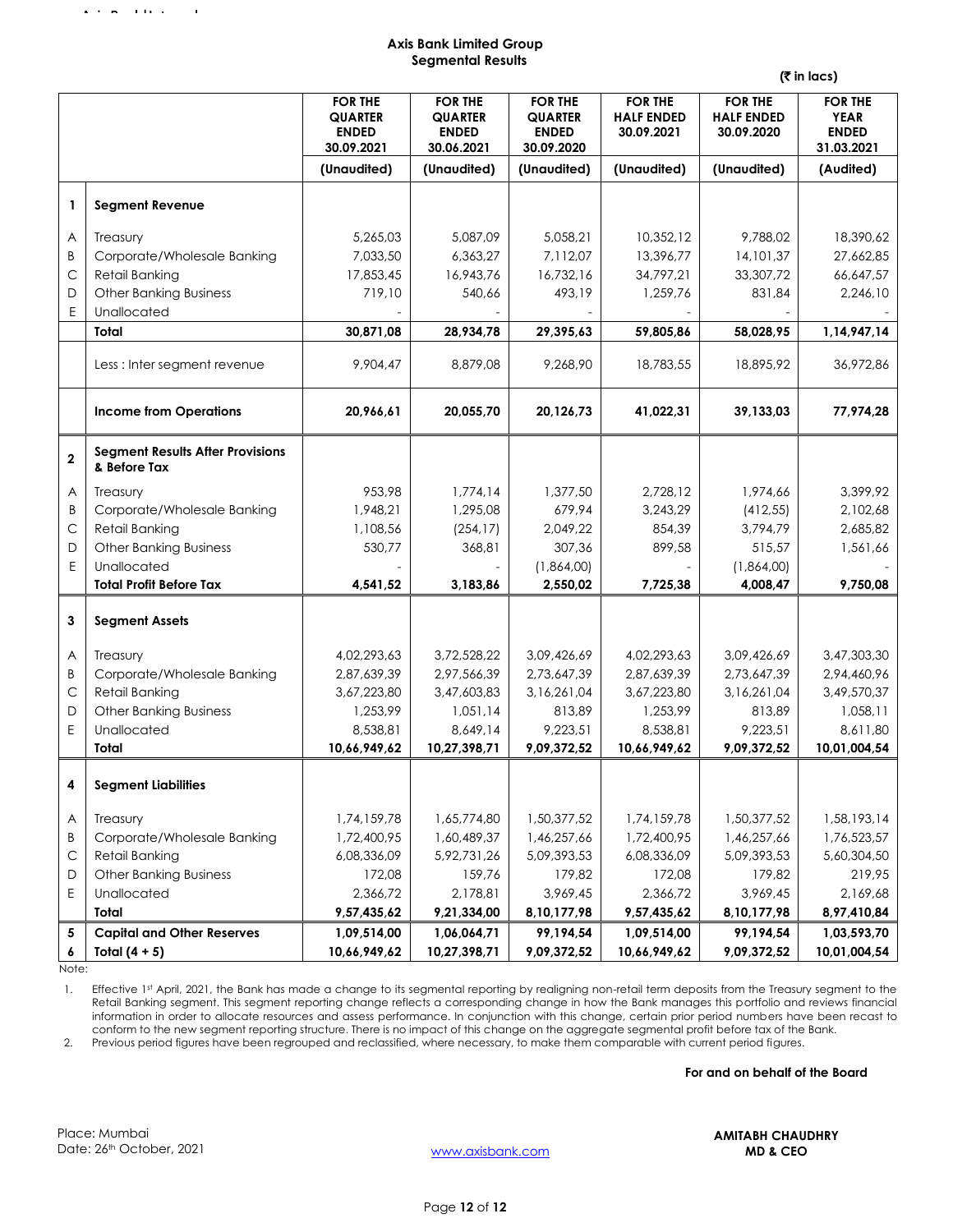**Axis Bank Limited Group**
**Segmental Results**

(₹ in lacs)

| | | FOR THE QUARTER ENDED 30.09.2021 | FOR THE QUARTER ENDED 30.06.2021 | FOR THE QUARTER ENDED 30.09.2020 | FOR THE HALF ENDED 30.09.2021 | FOR THE HALF ENDED 30.09.2020 | FOR THE YEAR ENDED 31.03.2021 |
|---|---|---|---|---|---|---|---|
| | | (Unaudited) | (Unaudited) | (Unaudited) | (Unaudited) | (Unaudited) | (Audited) |
| **1** | **Segment Revenue** | | | | | | |
| A | Treasury | 5,265,03 | 5,087,09 | 5,058,21 | 10,352,12 | 9,788,02 | 18,390,62 |
| B | Corporate/Wholesale Banking | 7,033,50 | 6,363,27 | 7,112,07 | 13,396,77 | 14,101,37 | 27,662,85 |
| C | Retail Banking | 17,853,45 | 16,943,76 | 16,732,16 | 34,797,21 | 33,307,72 | 66,647,57 |
| D | Other Banking Business | 719,10 | 540,66 | 493,19 | 1,259,76 | 831,84 | 2,246,10 |
| E | Unallocated | - | - | - | - | - | - |
| | **Total** | **30,871,08** | **28,934,78** | **29,395,63** | **59,805,86** | **58,028,95** | **1,14,947,14** |
| | Less : Inter segment revenue | 9,904,47 | 8,879,08 | 9,268,90 | 18,783,55 | 18,895,92 | 36,972,86 |
| | **Income from Operations** | **20,966,61** | **20,055,70** | **20,126,73** | **41,022,31** | **39,133,03** | **77,974,28** |
| **2** | **Segment Results After Provisions & Before Tax** | | | | | | |
| A | Treasury | 953,98 | 1,774,14 | 1,377,50 | 2,728,12 | 1,974,66 | 3,399,92 |
| B | Corporate/Wholesale Banking | 1,948,21 | 1,295,08 | 679,94 | 3,243,29 | (412,55) | 2,102,68 |
| C | Retail Banking | 1,108,56 | (254,17) | 2,049,22 | 854,39 | 3,794,79 | 2,685,82 |
| D | Other Banking Business | 530,77 | 368,81 | 307,36 | 899,58 | 515,57 | 1,561,66 |
| E | Unallocated | - | - | (1,864,00) | - | (1,864,00) | - |
| | **Total Profit Before Tax** | **4,541,52** | **3,183,86** | **2,550,02** | **7,725,38** | **4,008,47** | **9,750,08** |
| **3** | **Segment Assets** | | | | | | |
| A | Treasury | 4,02,293,63 | 3,72,528,22 | 3,09,426,69 | 4,02,293,63 | 3,09,426,69 | 3,47,303,30 |
| B | Corporate/Wholesale Banking | 2,87,639,39 | 2,97,566,39 | 2,73,647,39 | 2,87,639,39 | 2,73,647,39 | 2,94,460,96 |
| C | Retail Banking | 3,67,223,80 | 3,47,603,83 | 3,16,261,04 | 3,67,223,80 | 3,16,261,04 | 3,49,570,37 |
| D | Other Banking Business | 1,253,99 | 1,051,14 | 813,89 | 1,253,99 | 813,89 | 1,058,11 |
| E | Unallocated | 8,538,81 | 8,649,14 | 9,223,51 | 8,538,81 | 9,223,51 | 8,611,80 |
| | **Total** | **10,66,949,62** | **10,27,398,71** | **9,09,372,52** | **10,66,949,62** | **9,09,372,52** | **10,01,004,54** |
| **4** | **Segment Liabilities** | | | | | | |
| A | Treasury | 1,74,159,78 | 1,65,774,80 | 1,50,377,52 | 1,74,159,78 | 1,50,377,52 | 1,58,193,14 |
| B | Corporate/Wholesale Banking | 1,72,400,95 | 1,60,489,37 | 1,46,257,66 | 1,72,400,95 | 1,46,257,66 | 1,76,523,57 |
| C | Retail Banking | 6,08,336,09 | 5,92,731,26 | 5,09,393,53 | 6,08,336,09 | 5,09,393,53 | 5,60,304,50 |
| D | Other Banking Business | 172,08 | 159,76 | 179,82 | 172,08 | 179,82 | 219,95 |
| E | Unallocated | 2,366,72 | 2,178,81 | 3,969,45 | 2,366,72 | 3,969,45 | 2,169,68 |
| | **Total** | **9,57,435,62** | **9,21,334,00** | **8,10,177,98** | **9,57,435,62** | **8,10,177,98** | **8,97,410,84** |
| **5** | **Capital and Other Reserves** | **1,09,514,00** | **1,06,064,71** | **99,194,54** | **1,09,514,00** | **99,194,54** | **1,03,593,70** |
| **6** | **Total (4 + 5)** | **10,66,949,62** | **10,27,398,71** | **9,09,372,52** | **10,66,949,62** | **9,09,372,52** | **10,01,004,54** |

Note:

1. Effective 1st April, 2021, the Bank has made a change to its segmental reporting by realigning non-retail term deposits from the Treasury segment to the Retail Banking segment. This segment reporting change reflects a corresponding change in how the Bank manages this portfolio and reviews financial information in order to allocate resources and assess performance. In conjunction with this change, certain prior period numbers have been recast to conform to the new segment reporting structure. There is no impact of this change on the aggregate segmental profit before tax of the Bank.
2. Previous period figures have been regrouped and reclassified, where necessary, to make them comparable with current period figures.

**For and on behalf of the Board**

Place: Mumbai
Date: 26th October, 2021

www.axisbank.com

**AMITABH CHAUDHRY**
**MD & CEO**